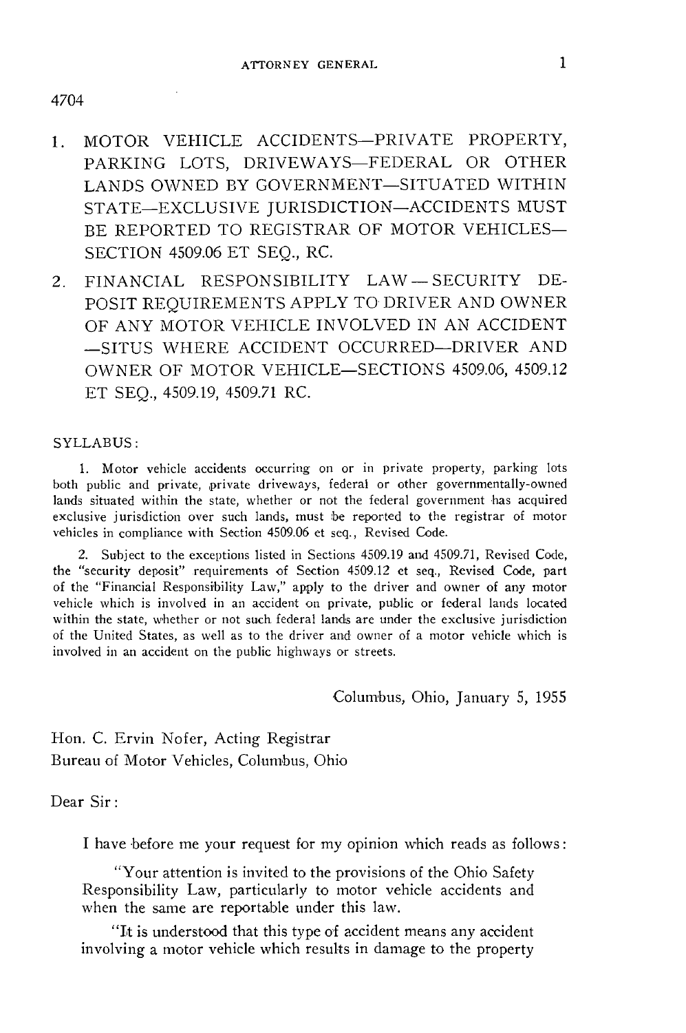4704

1. MOTOR VEHICLE ACCIDENTS—PRIVATE PROPERTY, PARKING LOTS, DRIVEWAYS—FEDERAL OR OTHER LANDS OWNED BY GOVERNMENT—SITUATED WITHIN STATE—EXCLUSIVE JURISDICTION—ACCIDENTS MUST BE REPORTED TO REGISTRAR OF MOTOR VEHICLES—SECTION 4509.06 ET SEQ., RC.

2. FINANCIAL RESPONSIBILITY LAW — SECURITY DEPOSIT REQUIREMENTS APPLY TO DRIVER AND OWNER OF ANY MOTOR VEHICLE INVOLVED IN AN ACCIDENT —SITUS WHERE ACCIDENT OCCURRED—DRIVER AND OWNER OF MOTOR VEHICLE—SECTIONS 4509.06, 4509.12 ET SEQ., 4509.19, 4509.71 RC.

SYLLABUS:

1. Motor vehicle accidents occurring on or in private property, parking lots both public and private, private driveways, federal or other governmentally-owned lands situated within the state, whether or not the federal government has acquired exclusive jurisdiction over such lands, must be reported to the registrar of motor vehicles in compliance with Section 4509.06 et seq., Revised Code.

2. Subject to the exceptions listed in Sections 4509.19 and 4509.71, Revised Code, the "security deposit" requirements of Section 4509.12 et seq., Revised Code, part of the "Financial Responsibility Law," apply to the driver and owner of any motor vehicle which is involved in an accident on private, public or federal lands located within the state, whether or not such federal lands are under the exclusive jurisdiction of the United States, as well as to the driver and owner of a motor vehicle which is involved in an accident on the public highways or streets.

Columbus, Ohio, January 5, 1955

Hon. C. Ervin Nofer, Acting Registrar
Bureau of Motor Vehicles, Columbus, Ohio

Dear Sir:

I have before me your request for my opinion which reads as follows:

"Your attention is invited to the provisions of the Ohio Safety Responsibility Law, particularly to motor vehicle accidents and when the same are reportable under this law.

"It is understood that this type of accident means any accident involving a motor vehicle which results in damage to the property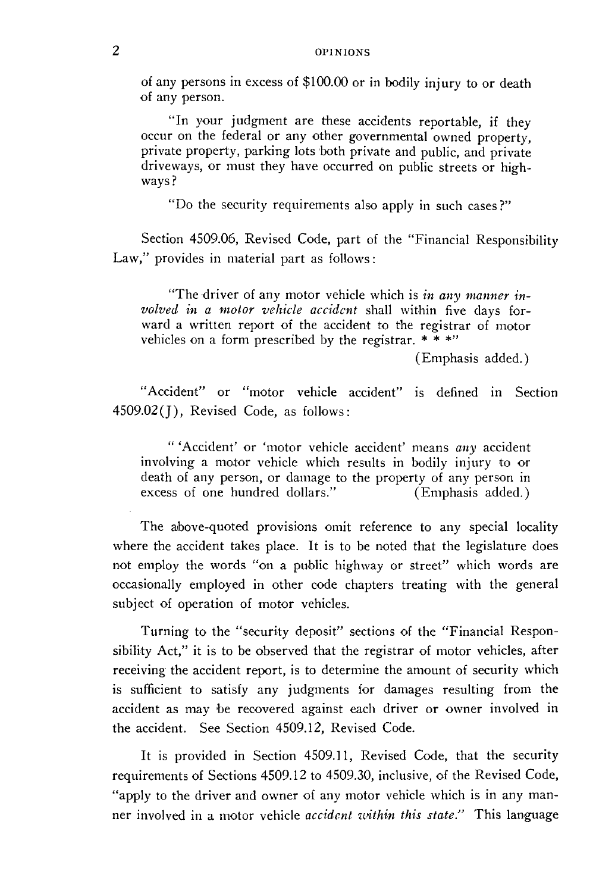of any persons in excess of $100.00 or in bodily injury to or death of any person.

"In your judgment are these accidents reportable, if they occur on the federal or any other governmental owned property, private property, parking lots both private and public, and private driveways, or must they have occurred on public streets or highways?

"Do the security requirements also apply in such cases?"

Section 4509.06, Revised Code, part of the "Financial Responsibility Law," provides in material part as follows:

"The driver of any motor vehicle which is *in any manner involved in a motor vehicle accident* shall within five days forward a written report of the accident to the registrar of motor vehicles on a form prescribed by the registrar. * * *"

(Emphasis added.)

"Accident" or "motor vehicle accident" is defined in Section 4509.02(J), Revised Code, as follows:

"'Accident' or 'motor vehicle accident' means *any* accident involving a motor vehicle which results in bodily injury to or death of any person, or damage to the property of any person in excess of one hundred dollars." (Emphasis added.)

The above-quoted provisions omit reference to any special locality where the accident takes place. It is to be noted that the legislature does not employ the words "on a public highway or street" which words are occasionally employed in other code chapters treating with the general subject of operation of motor vehicles.

Turning to the "security deposit" sections of the "Financial Responsibility Act," it is to be observed that the registrar of motor vehicles, after receiving the accident report, is to determine the amount of security which is sufficient to satisfy any judgments for damages resulting from the accident as may be recovered against each driver or owner involved in the accident. See Section 4509.12, Revised Code.

It is provided in Section 4509.11, Revised Code, that the security requirements of Sections 4509.12 to 4509.30, inclusive, of the Revised Code, "apply to the driver and owner of any motor vehicle which is in any manner involved in a motor vehicle *accident within this state*." This language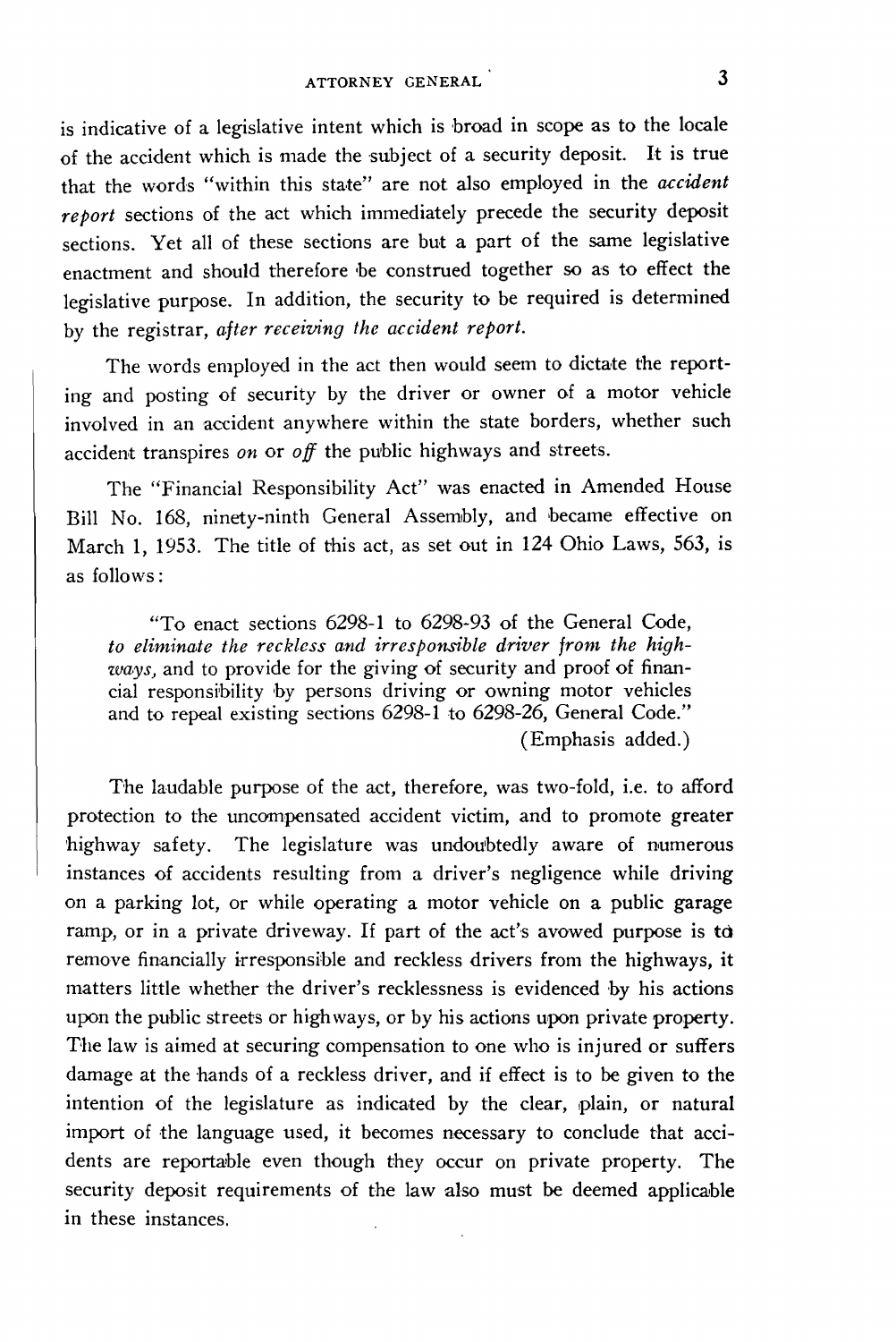is indicative of a legislative intent which is broad in scope as to the locale of the accident which is made the subject of a security deposit. It is true that the words "within this state" are not also employed in the *accident report* sections of the act which immediately precede the security deposit sections. Yet all of these sections are but a part of the same legislative enactment and should therefore be construed together so as to effect the legislative purpose. In addition, the security to be required is determined by the registrar, *after receiving the accident report.*

The words employed in the act then would seem to dictate the reporting and posting of security by the driver or owner of a motor vehicle involved in an accident anywhere within the state borders, whether such accident transpires *on* or *off* the public highways and streets.

The "Financial Responsibility Act" was enacted in Amended House Bill No. 168, ninety-ninth General Assembly, and became effective on March 1, 1953. The title of this act, as set out in 124 Ohio Laws, 563, is as follows:

> "To enact sections 6298-1 to 6298-93 of the General Code, *to eliminate the reckless and irresponsible driver from the highways,* and to provide for the giving of security and proof of financial responsibility by persons driving or owning motor vehicles and to repeal existing sections 6298-1 to 6298-26, General Code."
> (Emphasis added.)

The laudable purpose of the act, therefore, was two-fold, i.e. to afford protection to the uncompensated accident victim, and to promote greater highway safety. The legislature was undoubtedly aware of numerous instances of accidents resulting from a driver's negligence while driving on a parking lot, or while operating a motor vehicle on a public garage ramp, or in a private driveway. If part of the act's avowed purpose is to remove financially irresponsible and reckless drivers from the highways, it matters little whether the driver's recklessness is evidenced by his actions upon the public streets or highways, or by his actions upon private property. The law is aimed at securing compensation to one who is injured or suffers damage at the hands of a reckless driver, and if effect is to be given to the intention of the legislature as indicated by the clear, plain, or natural import of the language used, it becomes necessary to conclude that accidents are reportable even though they occur on private property. The security deposit requirements of the law also must be deemed applicable in these instances.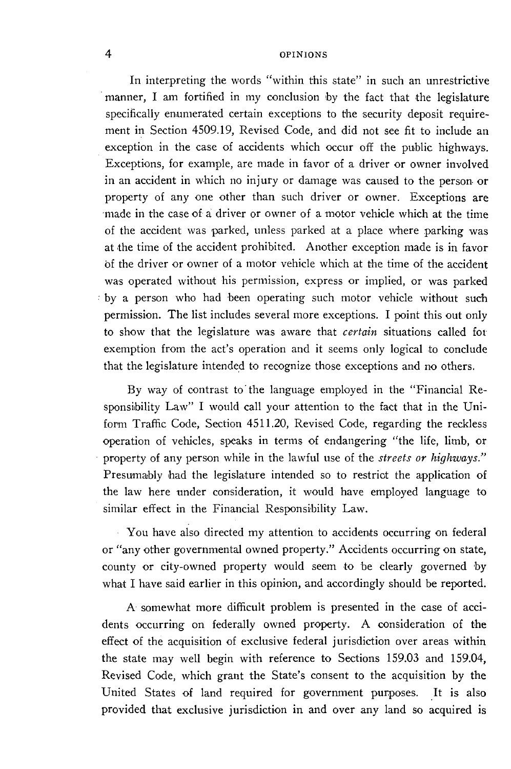In interpreting the words "within this state" in such an unrestrictive manner, I am fortified in my conclusion by the fact that the legislature specifically enumerated certain exceptions to the security deposit requirement in Section 4509.19, Revised Code, and did not see fit to include an exception in the case of accidents which occur off the public highways. Exceptions, for example, are made in favor of a driver or owner involved in an accident in which no injury or damage was caused to the person or property of any one other than such driver or owner. Exceptions are made in the case of a driver or owner of a motor vehicle which at the time of the accident was parked, unless parked at a place where parking was at the time of the accident prohibited. Another exception made is in favor of the driver or owner of a motor vehicle which at the time of the accident was operated without his permission, express or implied, or was parked by a person who had been operating such motor vehicle without such permission. The list includes several more exceptions. I point this out only to show that the legislature was aware that *certain* situations called for exemption from the act's operation and it seems only logical to conclude that the legislature intended to recognize those exceptions and no others.

By way of contrast to the language employed in the "Financial Responsibility Law" I would call your attention to the fact that in the Uniform Traffic Code, Section 4511.20, Revised Code, regarding the reckless operation of vehicles, speaks in terms of endangering "the life, limb, or property of any person while in the lawful use of the *streets or highways*." Presumably had the legislature intended so to restrict the application of the law here under consideration, it would have employed language to similar effect in the Financial Responsibility Law.

You have also directed my attention to accidents occurring on federal or "any other governmental owned property." Accidents occurring on state, county or city-owned property would seem to be clearly governed by what I have said earlier in this opinion, and accordingly should be reported.

A somewhat more difficult problem is presented in the case of accidents occurring on federally owned property. A consideration of the effect of the acquisition of exclusive federal jurisdiction over areas within the state may well begin with reference to Sections 159.03 and 159.04, Revised Code, which grant the State's consent to the acquisition by the United States of land required for government purposes. It is also provided that exclusive jurisdiction in and over any land so acquired is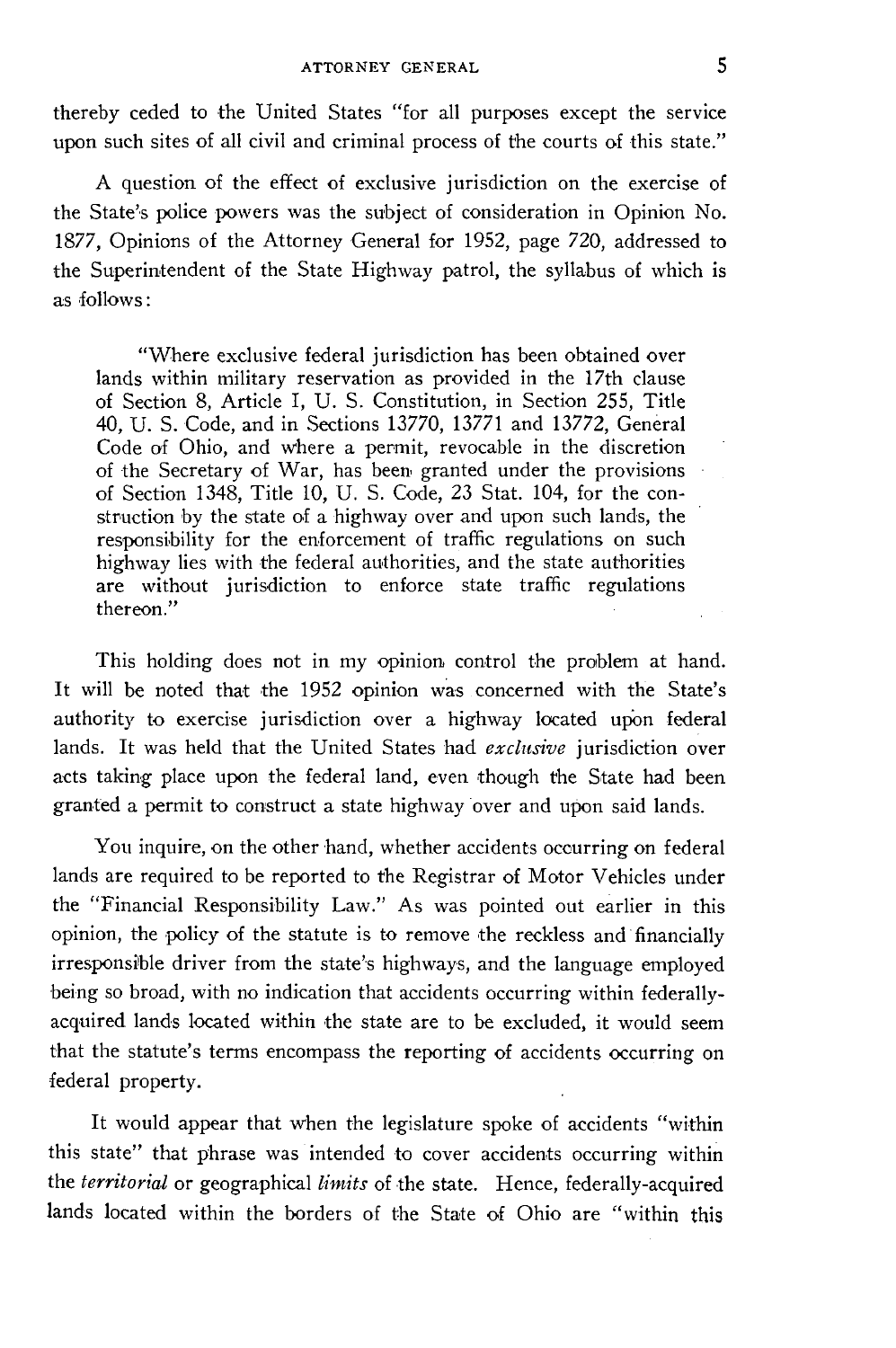thereby ceded to the United States "for all purposes except the service upon such sites of all civil and criminal process of the courts of this state."

A question of the effect of exclusive jurisdiction on the exercise of the State's police powers was the subject of consideration in Opinion No. 1877, Opinions of the Attorney General for 1952, page 720, addressed to the Superintendent of the State Highway patrol, the syllabus of which is as follows:

> "Where exclusive federal jurisdiction has been obtained over lands within military reservation as provided in the 17th clause of Section 8, Article I, U. S. Constitution, in Section 255, Title 40, U. S. Code, and in Sections 13770, 13771 and 13772, General Code of Ohio, and where a permit, revocable in the discretion of the Secretary of War, has been granted under the provisions of Section 1348, Title 10, U. S. Code, 23 Stat. 104, for the construction by the state of a highway over and upon such lands, the responsibility for the enforcement of traffic regulations on such highway lies with the federal authorities, and the state authorities are without jurisdiction to enforce state traffic regulations thereon."

This holding does not in my opinion control the problem at hand. It will be noted that the 1952 opinion was concerned with the State's authority to exercise jurisdiction over a highway located upon federal lands. It was held that the United States had *exclusive* jurisdiction over acts taking place upon the federal land, even though the State had been granted a permit to construct a state highway over and upon said lands.

You inquire, on the other hand, whether accidents occurring on federal lands are required to be reported to the Registrar of Motor Vehicles under the "Financial Responsibility Law." As was pointed out earlier in this opinion, the policy of the statute is to remove the reckless and financially irresponsible driver from the state's highways, and the language employed being so broad, with no indication that accidents occurring within federally-acquired lands located within the state are to be excluded, it would seem that the statute's terms encompass the reporting of accidents occurring on federal property.

It would appear that when the legislature spoke of accidents "within this state" that phrase was intended to cover accidents occurring within the *territorial* or geographical *limits* of the state. Hence, federally-acquired lands located within the borders of the State of Ohio are "within this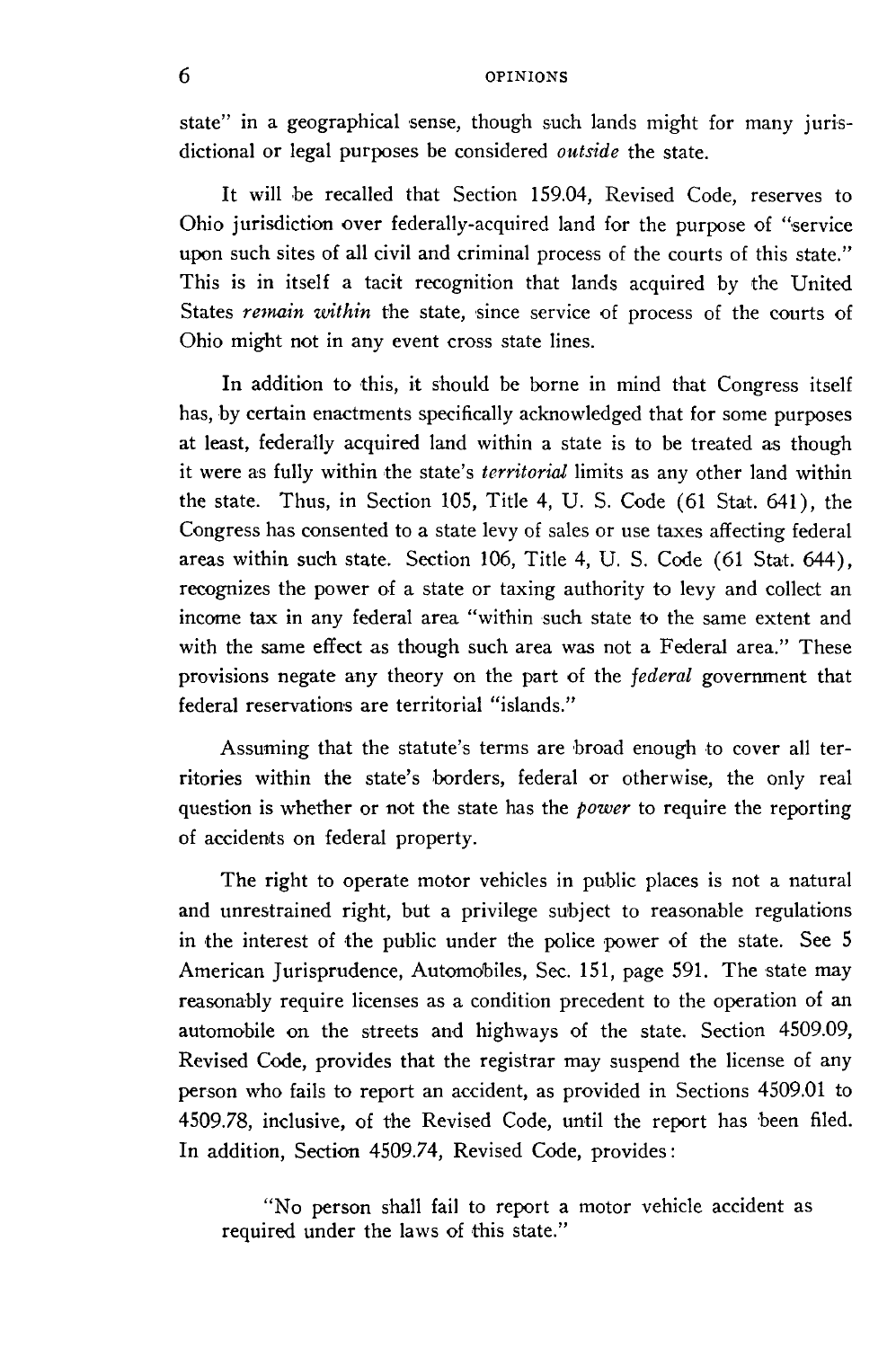state" in a geographical sense, though such lands might for many jurisdictional or legal purposes be considered *outside* the state.

It will be recalled that Section 159.04, Revised Code, reserves to Ohio jurisdiction over federally-acquired land for the purpose of "service upon such sites of all civil and criminal process of the courts of this state." This is in itself a tacit recognition that lands acquired by the United States *remain within* the state, since service of process of the courts of Ohio might not in any event cross state lines.

In addition to this, it should be borne in mind that Congress itself has, by certain enactments specifically acknowledged that for some purposes at least, federally acquired land within a state is to be treated as though it were as fully within the state's *territorial* limits as any other land within the state. Thus, in Section 105, Title 4, U. S. Code (61 Stat. 641), the Congress has consented to a state levy of sales or use taxes affecting federal areas within such state. Section 106, Title 4, U. S. Code (61 Stat. 644), recognizes the power of a state or taxing authority to levy and collect an income tax in any federal area "within such state to the same extent and with the same effect as though such area was not a Federal area." These provisions negate any theory on the part of the *federal* government that federal reservations are territorial "islands."

Assuming that the statute's terms are broad enough to cover all territories within the state's borders, federal or otherwise, the only real question is whether or not the state has the *power* to require the reporting of accidents on federal property.

The right to operate motor vehicles in public places is not a natural and unrestrained right, but a privilege subject to reasonable regulations in the interest of the public under the police power of the state. See 5 American Jurisprudence, Automobiles, Sec. 151, page 591. The state may reasonably require licenses as a condition precedent to the operation of an automobile on the streets and highways of the state. Section 4509.09, Revised Code, provides that the registrar may suspend the license of any person who fails to report an accident, as provided in Sections 4509.01 to 4509.78, inclusive, of the Revised Code, until the report has been filed. In addition, Section 4509.74, Revised Code, provides:

> "No person shall fail to report a motor vehicle accident as required under the laws of this state."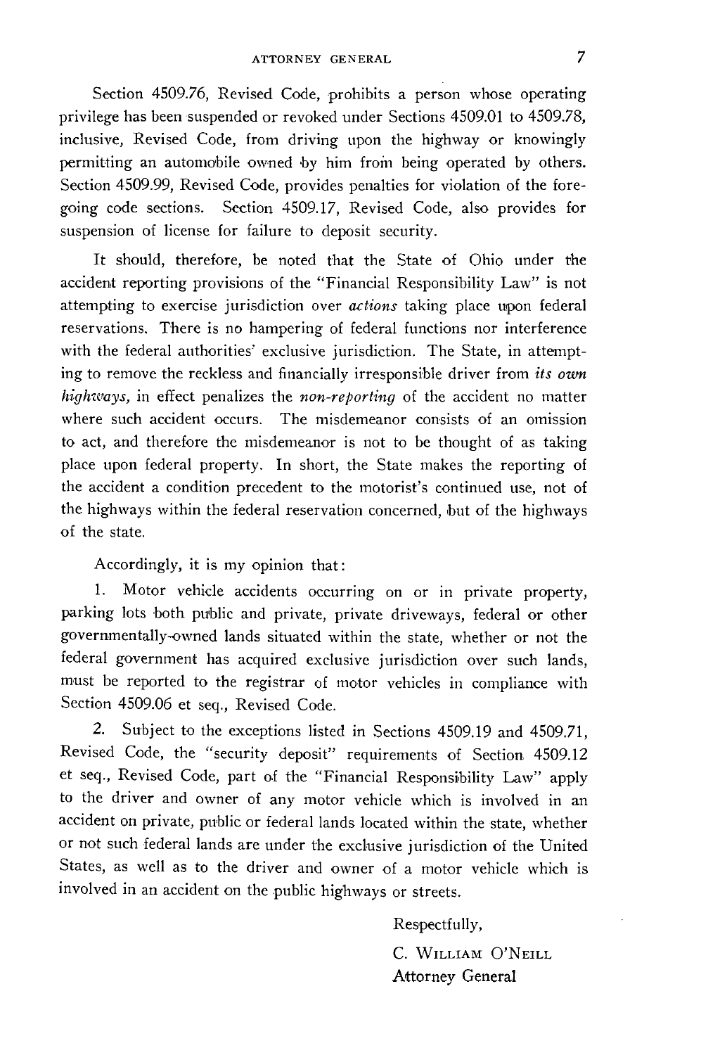Section 4509.76, Revised Code, prohibits a person whose operating privilege has been suspended or revoked under Sections 4509.01 to 4509.78, inclusive, Revised Code, from driving upon the highway or knowingly permitting an automobile owned by him from being operated by others. Section 4509.99, Revised Code, provides penalties for violation of the foregoing code sections. Section 4509.17, Revised Code, also provides for suspension of license for failure to deposit security.

It should, therefore, be noted that the State of Ohio under the accident reporting provisions of the "Financial Responsibility Law" is not attempting to exercise jurisdiction over *actions* taking place upon federal reservations. There is no hampering of federal functions nor interference with the federal authorities' exclusive jurisdiction. The State, in attempting to remove the reckless and financially irresponsible driver from *its own highways,* in effect penalizes the *non-reporting* of the accident no matter where such accident occurs. The misdemeanor consists of an omission to act, and therefore the misdemeanor is not to be thought of as taking place upon federal property. In short, the State makes the reporting of the accident a condition precedent to the motorist's continued use, not of the highways within the federal reservation concerned, but of the highways of the state.

Accordingly, it is my opinion that:

1. Motor vehicle accidents occurring on or in private property, parking lots both public and private, private driveways, federal or other governmentally-owned lands situated within the state, whether or not the federal government has acquired exclusive jurisdiction over such lands, must be reported to the registrar of motor vehicles in compliance with Section 4509.06 et seq., Revised Code.

2. Subject to the exceptions listed in Sections 4509.19 and 4509.71, Revised Code, the "security deposit" requirements of Section 4509.12 et seq., Revised Code, part of the "Financial Responsibility Law" apply to the driver and owner of any motor vehicle which is involved in an accident on private, public or federal lands located within the state, whether or not such federal lands are under the exclusive jurisdiction of the United States, as well as to the driver and owner of a motor vehicle which is involved in an accident on the public highways or streets.

Respectfully,

C. WILLIAM O'NEILL
Attorney General